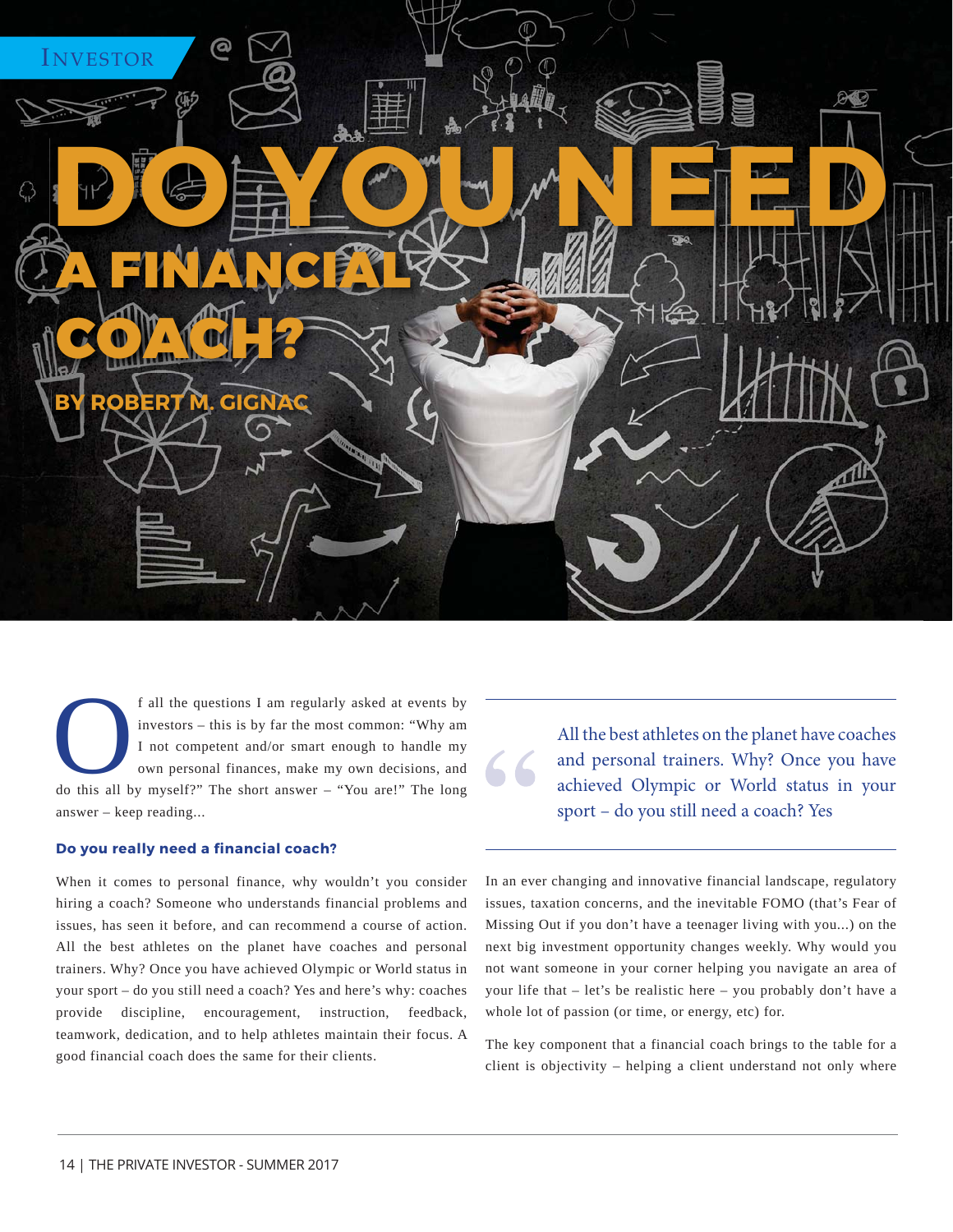INVESTOR

# DO YOU NEED A FINANCIAL COACH?

**BY ROBERT M. GIGNAC**

Of all the questions I am regularly asked at events by investors – this is by far the most common: "Why am I not competent and/or smart enough to handle my own personal finances, make my own decisions, and do this all by myself?" The short answer – "You are!" The long answer – keep reading...

### Do you really need a financial coach?

When it comes to personal finance, why wouldn't you consider hiring a coach? Someone who understands financial problems and issues, has seen it before, and can recommend a course of action. All the best athletes on the planet have coaches and personal trainers. Why? Once you have achieved Olympic or World status in your sport – do you still need a coach? Yes and here's why: coaches provide discipline, encouragement, instruction, feedback, teamwork, dedication, and to help athletes maintain their focus. A good financial coach does the same for their clients.

> "All the best athletes on the planet have coaches and personal trainers. Why? Once you have achieved Olympic or World status in your sport – do you still need a coach? Yes

In an ever changing and innovative financial landscape, regulatory issues, taxation concerns, and the inevitable FOMO (that's Fear of Missing Out if you don't have a teenager living with you...) on the next big investment opportunity changes weekly. Why would you not want someone in your corner helping you navigate an area of your life that – let's be realistic here – you probably don't have a whole lot of passion (or time, or energy, etc) for.

The key component that a financial coach brings to the table for a client is objectivity – helping a client understand not only where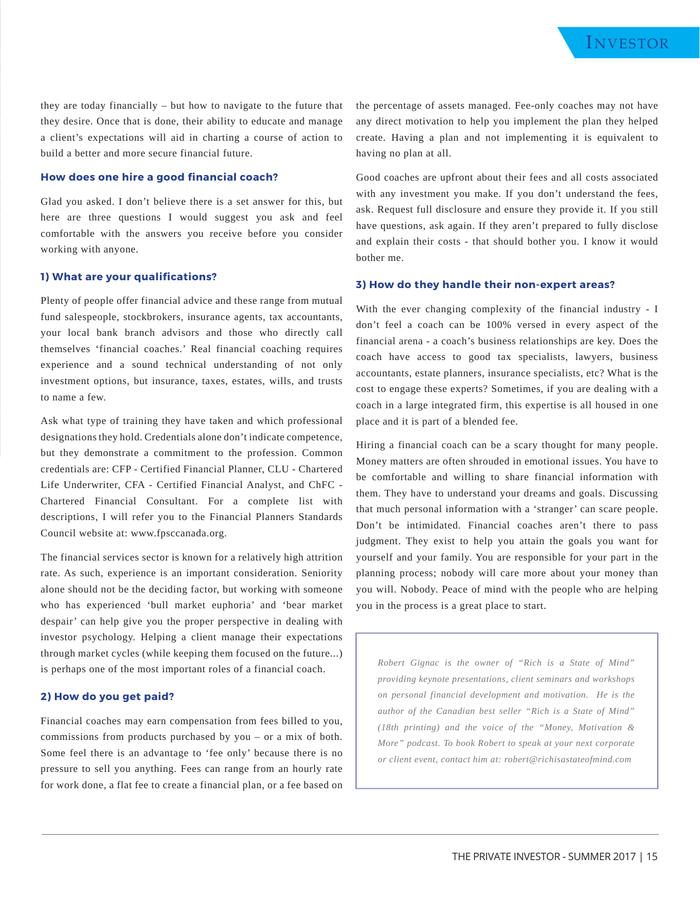they are today financially – but how to navigate to the future that they desire. Once that is done, their ability to educate and manage a client's expectations will aid in charting a course of action to build a better and more secure financial future.

### How does one hire a good financial coach?

Glad you asked. I don't believe there is a set answer for this, but here are three questions I would suggest you ask and feel comfortable with the answers you receive before you consider working with anyone.

### 1) What are your qualifications?

Plenty of people offer financial advice and these range from mutual fund salespeople, stockbrokers, insurance agents, tax accountants, your local bank branch advisors and those who directly call themselves 'financial coaches.' Real financial coaching requires experience and a sound technical understanding of not only investment options, but insurance, taxes, estates, wills, and trusts to name a few.

Ask what type of training they have taken and which professional designations they hold. Credentials alone don't indicate competence, but they demonstrate a commitment to the profession. Common credentials are: CFP - Certified Financial Planner, CLU - Chartered Life Underwriter, CFA - Certified Financial Analyst, and ChFC - Chartered Financial Consultant. For a complete list with descriptions, I will refer you to the Financial Planners Standards Council website at: www.fpsccanada.org.

The financial services sector is known for a relatively high attrition rate. As such, experience is an important consideration. Seniority alone should not be the deciding factor, but working with someone who has experienced 'bull market euphoria' and 'bear market despair' can help give you the proper perspective in dealing with investor psychology. Helping a client manage their expectations through market cycles (while keeping them focused on the future...) is perhaps one of the most important roles of a financial coach.

### 2) How do you get paid?

Financial coaches may earn compensation from fees billed to you, commissions from products purchased by you – or a mix of both. Some feel there is an advantage to 'fee only' because there is no pressure to sell you anything. Fees can range from an hourly rate for work done, a flat fee to create a financial plan, or a fee based on the percentage of assets managed. Fee-only coaches may not have any direct motivation to help you implement the plan they helped create. Having a plan and not implementing it is equivalent to having no plan at all.

Good coaches are upfront about their fees and all costs associated with any investment you make. If you don't understand the fees, ask. Request full disclosure and ensure they provide it. If you still have questions, ask again. If they aren't prepared to fully disclose and explain their costs - that should bother you. I know it would bother me.

### 3) How do they handle their non-expert areas?

With the ever changing complexity of the financial industry - I don't feel a coach can be 100% versed in every aspect of the financial arena - a coach's business relationships are key. Does the coach have access to good tax specialists, lawyers, business accountants, estate planners, insurance specialists, etc? What is the cost to engage these experts? Sometimes, if you are dealing with a coach in a large integrated firm, this expertise is all housed in one place and it is part of a blended fee.

Hiring a financial coach can be a scary thought for many people. Money matters are often shrouded in emotional issues. You have to be comfortable and willing to share financial information with them. They have to understand your dreams and goals. Discussing that much personal information with a 'stranger' can scare people. Don't be intimidated. Financial coaches aren't there to pass judgment. They exist to help you attain the goals you want for yourself and your family. You are responsible for your part in the planning process; nobody will care more about your money than you will. Nobody. Peace of mind with the people who are helping you in the process is a great place to start.

*Robert Gignac is the owner of "Rich is a State of Mind" providing keynote presentations, client seminars and workshops on personal financial development and motivation. He is the author of the Canadian best seller "Rich is a State of Mind" (18th printing) and the voice of the "Money, Motivation & More" podcast. To book Robert to speak at your next corporate or client event, contact him at: robert@richisastateofmind.com*